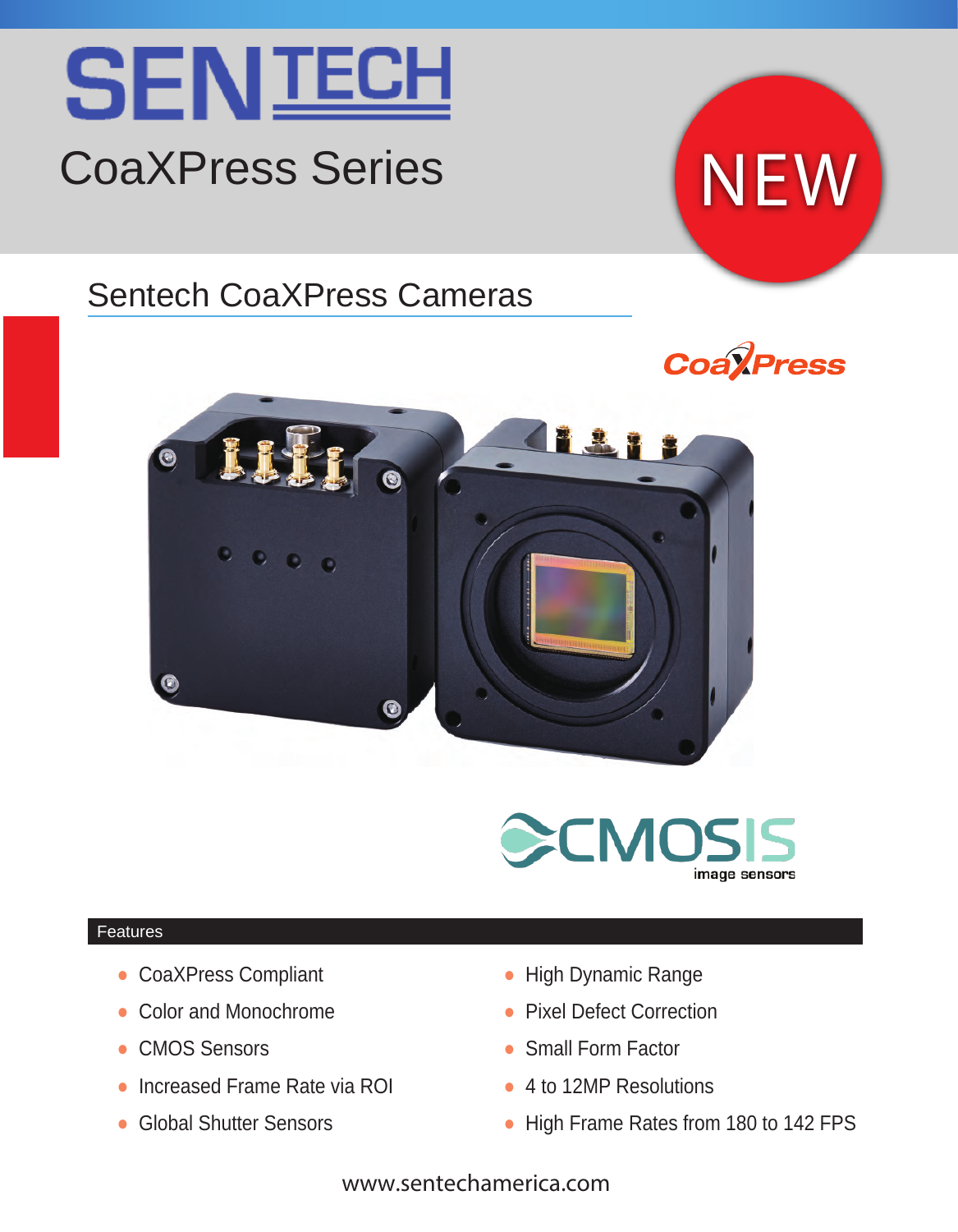# SENTECH

## CoaXPress Series

NEW

## Sentech CoaXPress Cameras

CoaXPress

CMOSIS image sensors

### Features

- CoaXPress Compliant
- Color and Monochrome
- CMOS Sensors
- Increased Frame Rate via ROI
- Global Shutter Sensors
- High Dynamic Range
- Pixel Defect Correction
- Small Form Factor
- 4 to 12MP Resolutions
- High Frame Rates from 180 to 142 FPS

www.sentechamerica.com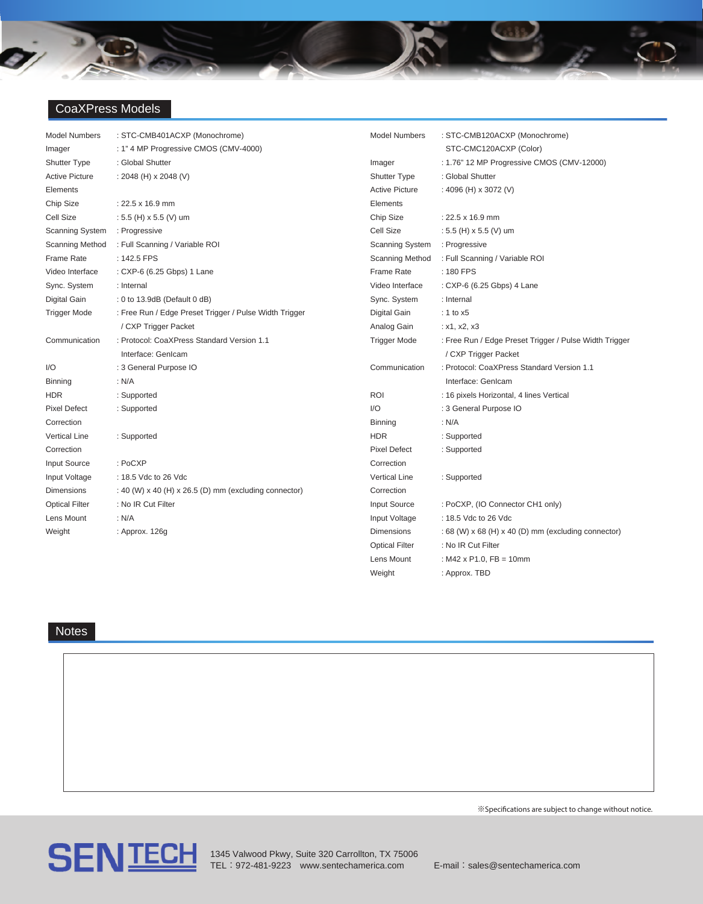## CoaXPress Models

| | |
|---|---|
| Model Numbers | : STC-CMB401ACXP (Monochrome) |
| Imager | : 1" 4 MP Progressive CMOS (CMV-4000) |
| Shutter Type | : Global Shutter |
| Active Picture Elements | : 2048 (H) x 2048 (V) |
| Chip Size | : 22.5 x 16.9 mm |
| Cell Size | : 5.5 (H) x 5.5 (V) um |
| Scanning System | : Progressive |
| Scanning Method | : Full Scanning / Variable ROI |
| Frame Rate | : 142.5 FPS |
| Video Interface | : CXP-6 (6.25 Gbps) 1 Lane |
| Sync. System | : Internal |
| Digital Gain | : 0 to 13.9dB (Default 0 dB) |
| Trigger Mode | : Free Run / Edge Preset Trigger / Pulse Width Trigger / CXP Trigger Packet |
| Communication | : Protocol: CoaXPress Standard Version 1.1 Interface: GenIcam |
| I/O | : 3 General Purpose IO |
| Binning | : N/A |
| HDR | : Supported |
| Pixel Defect Correction | : Supported |
| Vertical Line Correction | : Supported |
| Input Source | : PoCXP |
| Input Voltage | : 18.5 Vdc to 26 Vdc |
| Dimensions | : 40 (W) x 40 (H) x 26.5 (D) mm (excluding connector) |
| Optical Filter | : No IR Cut Filter |
| Lens Mount | : N/A |
| Weight | : Approx. 126g |

| | |
|---|---|
| Model Numbers | : STC-CMB120ACXP (Monochrome) STC-CMC120ACXP (Color) |
| Imager | : 1.76" 12 MP Progressive CMOS (CMV-12000) |
| Shutter Type | : Global Shutter |
| Active Picture Elements | : 4096 (H) x 3072 (V) |
| Chip Size | : 22.5 x 16.9 mm |
| Cell Size | : 5.5 (H) x 5.5 (V) um |
| Scanning System | : Progressive |
| Scanning Method | : Full Scanning / Variable ROI |
| Frame Rate | : 180 FPS |
| Video Interface | : CXP-6 (6.25 Gbps) 4 Lane |
| Sync. System | : Internal |
| Digital Gain | : 1 to x5 |
| Analog Gain | : x1, x2, x3 |
| Trigger Mode | : Free Run / Edge Preset Trigger / Pulse Width Trigger / CXP Trigger Packet |
| Communication | : Protocol: CoaXPress Standard Version 1.1 Interface: GenIcam |
| ROI | : 16 pixels Horizontal, 4 lines Vertical |
| I/O | : 3 General Purpose IO |
| Binning | : N/A |
| HDR | : Supported |
| Pixel Defect Correction | : Supported |
| Vertical Line Correction | : Supported |
| Input Source | : PoCXP, (IO Connector CH1 only) |
| Input Voltage | : 18.5 Vdc to 26 Vdc |
| Dimensions | : 68 (W) x 68 (H) x 40 (D) mm (excluding connector) |
| Optical Filter | : No IR Cut Filter |
| Lens Mount | : M42 x P1.0, FB = 10mm |
| Weight | : Approx. TBD |

## Notes

※Specifications are subject to change without notice.

SENTECH

1345 Valwood Pkwy, Suite 320 Carrollton, TX 75006
TEL：972-481-9223 www.sentechamerica.com E-mail：sales@sentechamerica.com